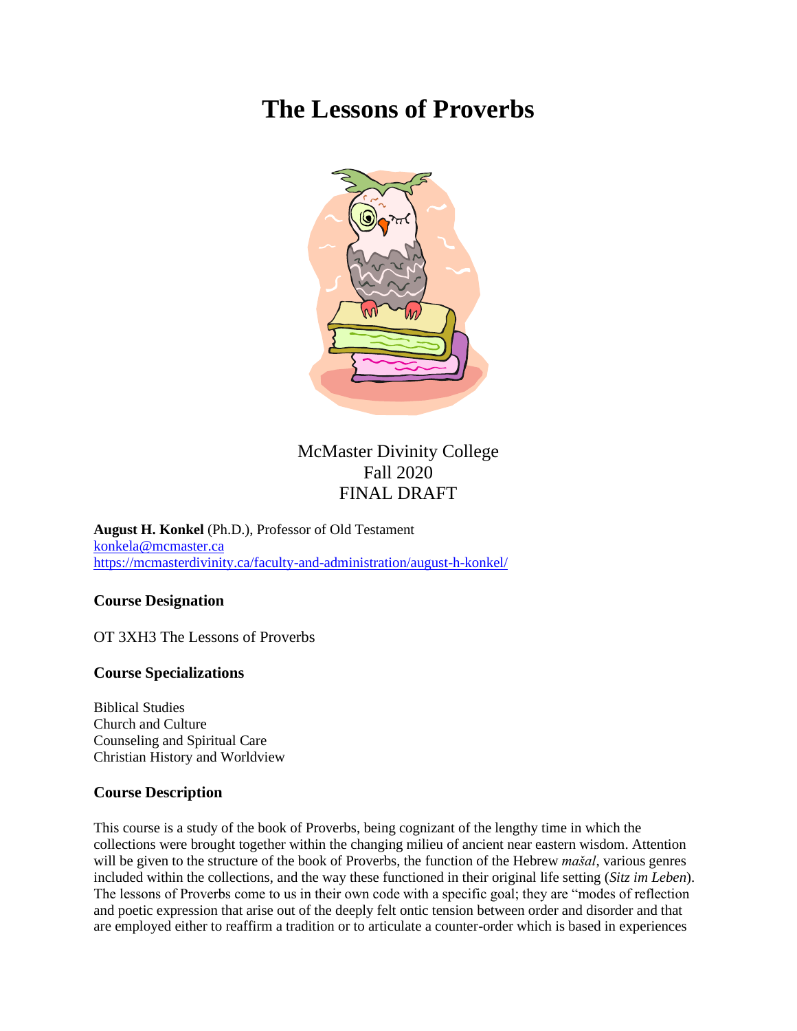# The Lessons of Proverbs

McMaster Divinity College
Fall 2020
FINAL DRAFT

**August H. Konkel** (Ph.D.), Professor of Old Testament
konkela@mcmaster.ca
https://mcmasterdivinity.ca/faculty-and-administration/august-h-konkel/

### Course Designation

OT 3XH3 The Lessons of Proverbs

### Course Specializations

Biblical Studies
Church and Culture
Counseling and Spiritual Care
Christian History and Worldview

### Course Description

This course is a study of the book of Proverbs, being cognizant of the lengthy time in which the collections were brought together within the changing milieu of ancient near eastern wisdom. Attention will be given to the structure of the book of Proverbs, the function of the Hebrew *mašal*, various genres included within the collections, and the way these functioned in their original life setting (*Sitz im Leben*). The lessons of Proverbs come to us in their own code with a specific goal; they are "modes of reflection and poetic expression that arise out of the deeply felt ontic tension between order and disorder and that are employed either to reaffirm a tradition or to articulate a counter-order which is based in experiences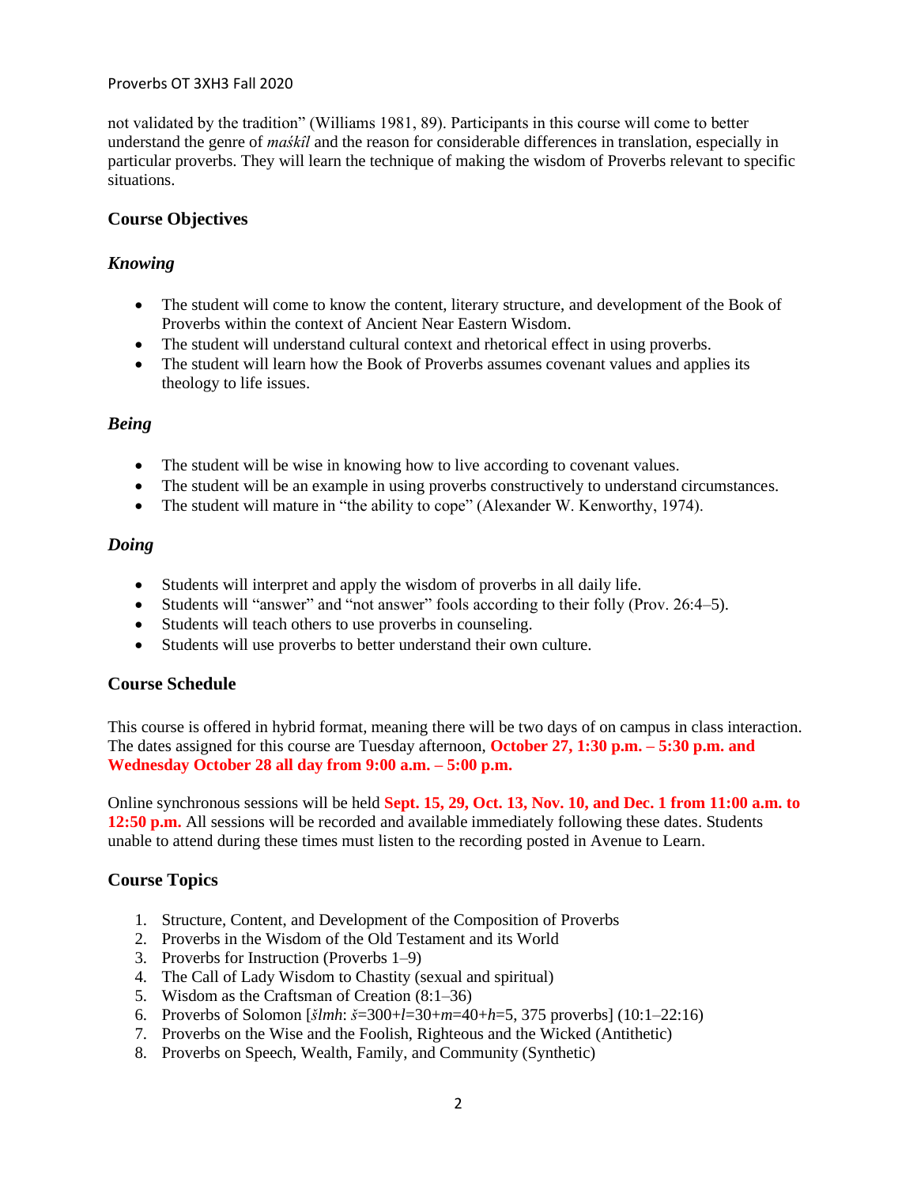not validated by the tradition" (Williams 1981, 89). Participants in this course will come to better understand the genre of *maśkîl* and the reason for considerable differences in translation, especially in particular proverbs. They will learn the technique of making the wisdom of Proverbs relevant to specific situations.

## Course Objectives

### *Knowing*

- The student will come to know the content, literary structure, and development of the Book of Proverbs within the context of Ancient Near Eastern Wisdom.
- The student will understand cultural context and rhetorical effect in using proverbs.
- The student will learn how the Book of Proverbs assumes covenant values and applies its theology to life issues.

### *Being*

- The student will be wise in knowing how to live according to covenant values.
- The student will be an example in using proverbs constructively to understand circumstances.
- The student will mature in "the ability to cope" (Alexander W. Kenworthy, 1974).

### *Doing*

- Students will interpret and apply the wisdom of proverbs in all daily life.
- Students will "answer" and "not answer" fools according to their folly (Prov. 26:4–5).
- Students will teach others to use proverbs in counseling.
- Students will use proverbs to better understand their own culture.

## Course Schedule

This course is offered in hybrid format, meaning there will be two days of on campus in class interaction. The dates assigned for this course are Tuesday afternoon, **October 27, 1:30 p.m. – 5:30 p.m. and Wednesday October 28 all day from 9:00 a.m. – 5:00 p.m.**

Online synchronous sessions will be held **Sept. 15, 29, Oct. 13, Nov. 10, and Dec. 1 from 11:00 a.m. to 12:50 p.m.** All sessions will be recorded and available immediately following these dates. Students unable to attend during these times must listen to the recording posted in Avenue to Learn.

## Course Topics

1. Structure, Content, and Development of the Composition of Proverbs
2. Proverbs in the Wisdom of the Old Testament and its World
3. Proverbs for Instruction (Proverbs 1–9)
4. The Call of Lady Wisdom to Chastity (sexual and spiritual)
5. Wisdom as the Craftsman of Creation (8:1–36)
6. Proverbs of Solomon [*šlmh*: *š*=300+*l*=30+*m*=40+*h*=5, 375 proverbs] (10:1–22:16)
7. Proverbs on the Wise and the Foolish, Righteous and the Wicked (Antithetic)
8. Proverbs on Speech, Wealth, Family, and Community (Synthetic)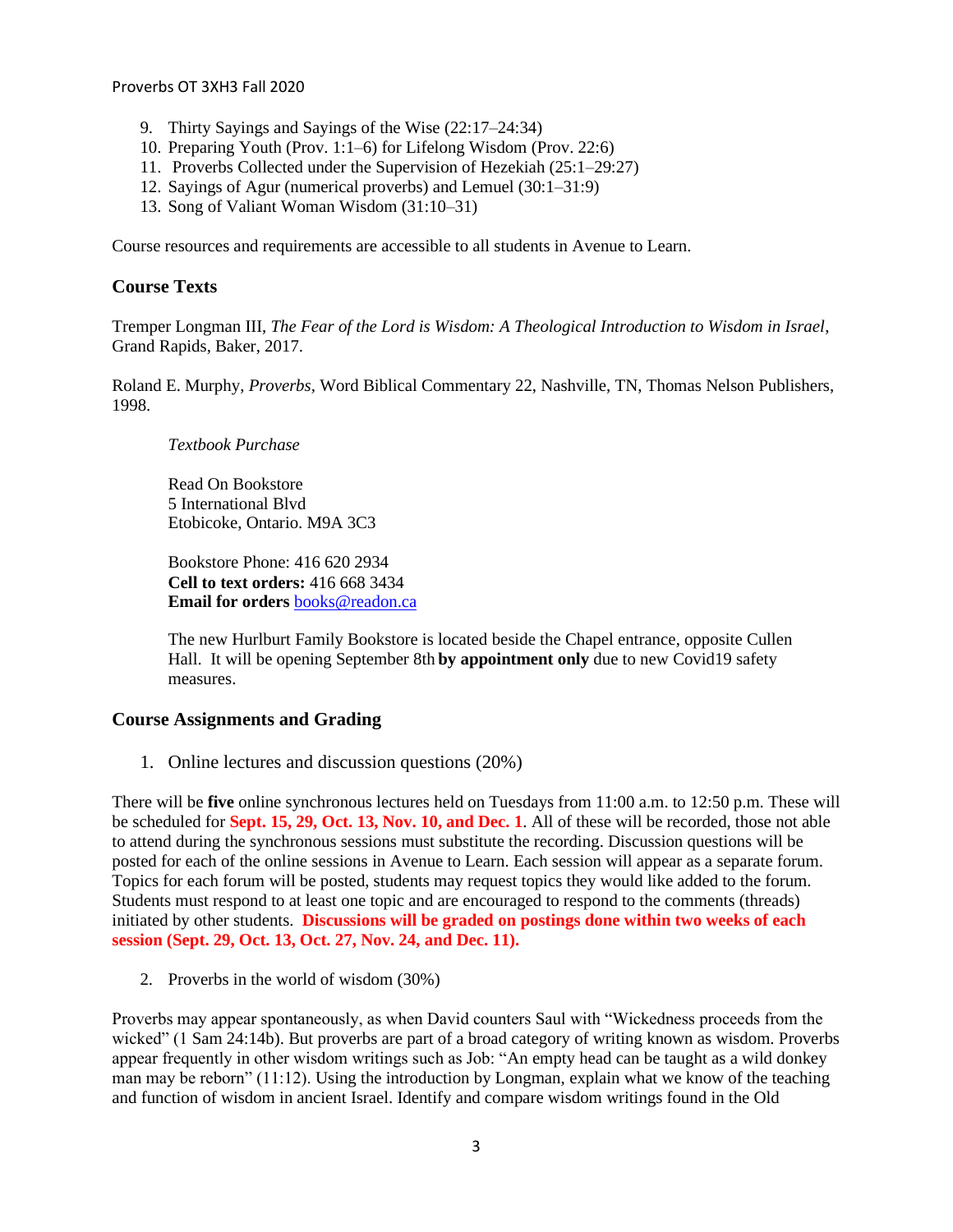9. Thirty Sayings and Sayings of the Wise (22:17–24:34)
10. Preparing Youth (Prov. 1:1–6) for Lifelong Wisdom (Prov. 22:6)
11. Proverbs Collected under the Supervision of Hezekiah (25:1–29:27)
12. Sayings of Agur (numerical proverbs) and Lemuel (30:1–31:9)
13. Song of Valiant Woman Wisdom (31:10–31)

Course resources and requirements are accessible to all students in Avenue to Learn.

### Course Texts

Tremper Longman III, *The Fear of the Lord is Wisdom: A Theological Introduction to Wisdom in Israel*, Grand Rapids, Baker, 2017.

Roland E. Murphy, *Proverbs*, Word Biblical Commentary 22, Nashville, TN, Thomas Nelson Publishers, 1998.

> *Textbook Purchase*
>
> Read On Bookstore
> 5 International Blvd
> Etobicoke, Ontario. M9A 3C3
>
> Bookstore Phone: 416 620 2934
> **Cell to text orders:** 416 668 3434
> **Email for orders** books@readon.ca
>
> The new Hurlburt Family Bookstore is located beside the Chapel entrance, opposite Cullen Hall. It will be opening September 8th **by appointment only** due to new Covid19 safety measures.

### Course Assignments and Grading

1. Online lectures and discussion questions (20%)

There will be **five** online synchronous lectures held on Tuesdays from 11:00 a.m. to 12:50 p.m. These will be scheduled for **Sept. 15, 29, Oct. 13, Nov. 10, and Dec. 1**. All of these will be recorded, those not able to attend during the synchronous sessions must substitute the recording. Discussion questions will be posted for each of the online sessions in Avenue to Learn. Each session will appear as a separate forum. Topics for each forum will be posted, students may request topics they would like added to the forum. Students must respond to at least one topic and are encouraged to respond to the comments (threads) initiated by other students. **Discussions will be graded on postings done within two weeks of each session (Sept. 29, Oct. 13, Oct. 27, Nov. 24, and Dec. 11).**

2. Proverbs in the world of wisdom (30%)

Proverbs may appear spontaneously, as when David counters Saul with "Wickedness proceeds from the wicked" (1 Sam 24:14b). But proverbs are part of a broad category of writing known as wisdom. Proverbs appear frequently in other wisdom writings such as Job: "An empty head can be taught as a wild donkey man may be reborn" (11:12). Using the introduction by Longman, explain what we know of the teaching and function of wisdom in ancient Israel. Identify and compare wisdom writings found in the Old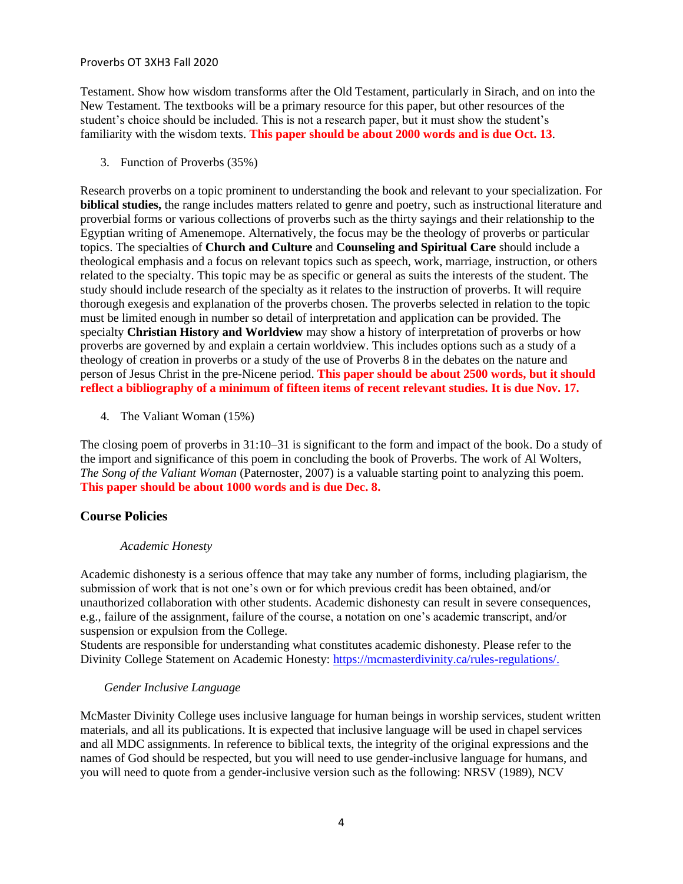Testament. Show how wisdom transforms after the Old Testament, particularly in Sirach, and on into the New Testament. The textbooks will be a primary resource for this paper, but other resources of the student's choice should be included. This is not a research paper, but it must show the student's familiarity with the wisdom texts. **This paper should be about 2000 words and is due Oct. 13**.

3. Function of Proverbs (35%)

Research proverbs on a topic prominent to understanding the book and relevant to your specialization. For **biblical studies,** the range includes matters related to genre and poetry, such as instructional literature and proverbial forms or various collections of proverbs such as the thirty sayings and their relationship to the Egyptian writing of Amenemope. Alternatively, the focus may be the theology of proverbs or particular topics. The specialties of **Church and Culture** and **Counseling and Spiritual Care** should include a theological emphasis and a focus on relevant topics such as speech, work, marriage, instruction, or others related to the specialty. This topic may be as specific or general as suits the interests of the student. The study should include research of the specialty as it relates to the instruction of proverbs. It will require thorough exegesis and explanation of the proverbs chosen. The proverbs selected in relation to the topic must be limited enough in number so detail of interpretation and application can be provided. The specialty **Christian History and Worldview** may show a history of interpretation of proverbs or how proverbs are governed by and explain a certain worldview. This includes options such as a study of a theology of creation in proverbs or a study of the use of Proverbs 8 in the debates on the nature and person of Jesus Christ in the pre-Nicene period. **This paper should be about 2500 words, but it should reflect a bibliography of a minimum of fifteen items of recent relevant studies. It is due Nov. 17.**

4. The Valiant Woman (15%)

The closing poem of proverbs in 31:10–31 is significant to the form and impact of the book. Do a study of the import and significance of this poem in concluding the book of Proverbs. The work of Al Wolters, *The Song of the Valiant Woman* (Paternoster, 2007) is a valuable starting point to analyzing this poem. **This paper should be about 1000 words and is due Dec. 8.**

## Course Policies

*Academic Honesty*

Academic dishonesty is a serious offence that may take any number of forms, including plagiarism, the submission of work that is not one's own or for which previous credit has been obtained, and/or unauthorized collaboration with other students. Academic dishonesty can result in severe consequences, e.g., failure of the assignment, failure of the course, a notation on one's academic transcript, and/or suspension or expulsion from the College.
Students are responsible for understanding what constitutes academic dishonesty. Please refer to the Divinity College Statement on Academic Honesty: https://mcmasterdivinity.ca/rules-regulations/.

*Gender Inclusive Language*

McMaster Divinity College uses inclusive language for human beings in worship services, student written materials, and all its publications. It is expected that inclusive language will be used in chapel services and all MDC assignments. In reference to biblical texts, the integrity of the original expressions and the names of God should be respected, but you will need to use gender-inclusive language for humans, and you will need to quote from a gender-inclusive version such as the following: NRSV (1989), NCV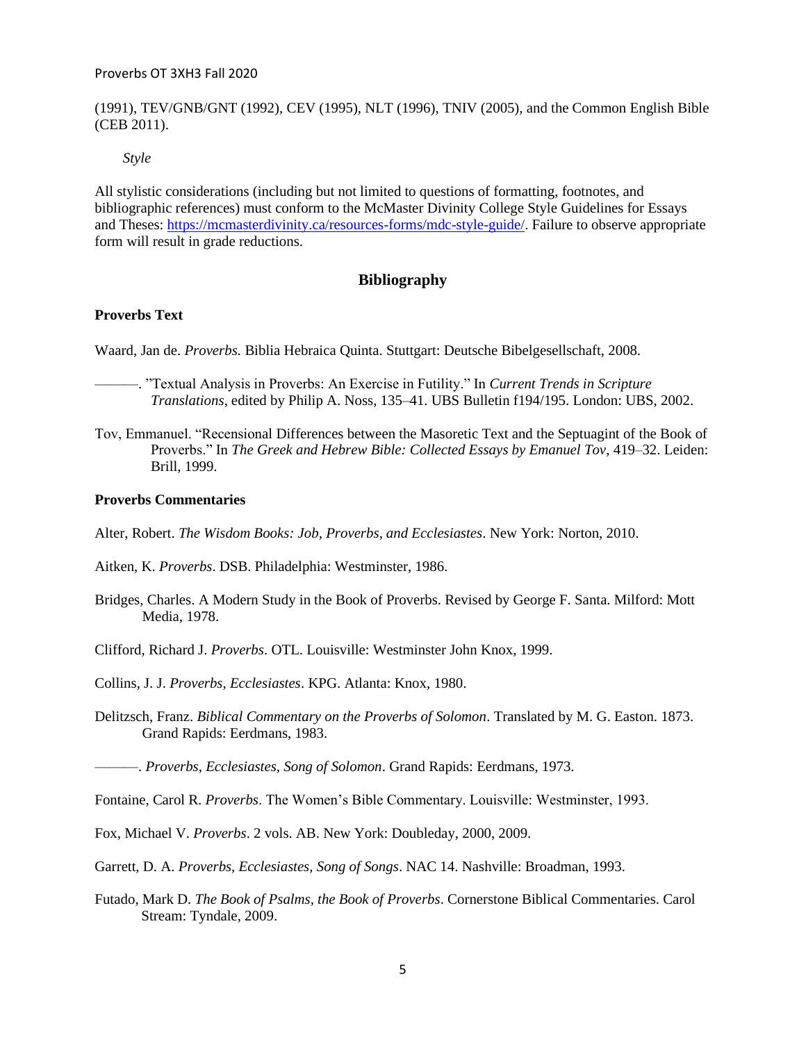(1991), TEV/GNB/GNT (1992), CEV (1995), NLT (1996), TNIV (2005), and the Common English Bible (CEB 2011).

*Style*

All stylistic considerations (including but not limited to questions of formatting, footnotes, and bibliographic references) must conform to the McMaster Divinity College Style Guidelines for Essays and Theses: https://mcmasterdivinity.ca/resources-forms/mdc-style-guide/. Failure to observe appropriate form will result in grade reductions.

## Bibliography

### Proverbs Text

Waard, Jan de. *Proverbs.* Biblia Hebraica Quinta. Stuttgart: Deutsche Bibelgesellschaft, 2008.

———. "Textual Analysis in Proverbs: An Exercise in Futility." In *Current Trends in Scripture Translations*, edited by Philip A. Noss, 135–41. UBS Bulletin f194/195. London: UBS, 2002.

Tov, Emmanuel. "Recensional Differences between the Masoretic Text and the Septuagint of the Book of Proverbs." In *The Greek and Hebrew Bible: Collected Essays by Emanuel Tov*, 419–32. Leiden: Brill, 1999.

### Proverbs Commentaries

Alter, Robert. *The Wisdom Books: Job, Proverbs, and Ecclesiastes*. New York: Norton, 2010.

Aitken, K. *Proverbs*. DSB. Philadelphia: Westminster, 1986.

Bridges, Charles. A Modern Study in the Book of Proverbs. Revised by George F. Santa. Milford: Mott Media, 1978.

Clifford, Richard J. *Proverbs*. OTL. Louisville: Westminster John Knox, 1999.

Collins, J. J. *Proverbs, Ecclesiastes*. KPG. Atlanta: Knox, 1980.

Delitzsch, Franz. *Biblical Commentary on the Proverbs of Solomon*. Translated by M. G. Easton. 1873. Grand Rapids: Eerdmans, 1983.

———. *Proverbs, Ecclesiastes, Song of Solomon*. Grand Rapids: Eerdmans, 1973.

Fontaine, Carol R. *Proverbs*. The Women's Bible Commentary. Louisville: Westminster, 1993.

Fox, Michael V. *Proverbs*. 2 vols. AB. New York: Doubleday, 2000, 2009.

Garrett, D. A. *Proverbs, Ecclesiastes, Song of Songs*. NAC 14. Nashville: Broadman, 1993.

Futado, Mark D. *The Book of Psalms, the Book of Proverbs*. Cornerstone Biblical Commentaries. Carol Stream: Tyndale, 2009.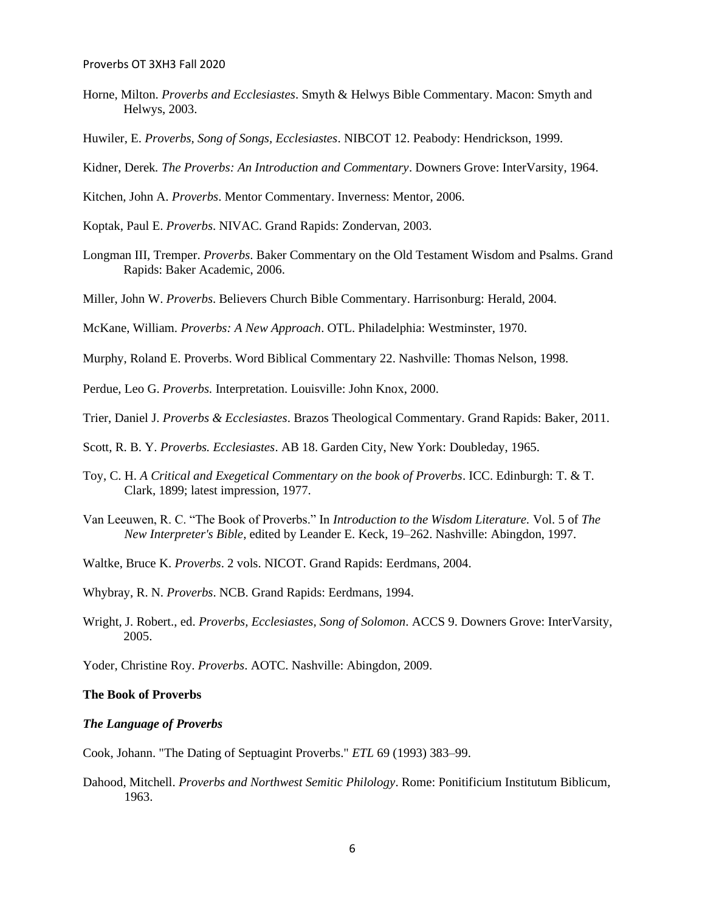Horne, Milton. *Proverbs and Ecclesiastes*. Smyth & Helwys Bible Commentary. Macon: Smyth and Helwys, 2003.

Huwiler, E. *Proverbs, Song of Songs, Ecclesiastes*. NIBCOT 12. Peabody: Hendrickson, 1999.

Kidner, Derek. *The Proverbs: An Introduction and Commentary*. Downers Grove: InterVarsity, 1964.

Kitchen, John A. *Proverbs*. Mentor Commentary. Inverness: Mentor, 2006.

Koptak, Paul E. *Proverbs*. NIVAC. Grand Rapids: Zondervan, 2003.

Longman III, Tremper. *Proverbs*. Baker Commentary on the Old Testament Wisdom and Psalms. Grand Rapids: Baker Academic, 2006.

Miller, John W. *Proverbs*. Believers Church Bible Commentary. Harrisonburg: Herald, 2004.

McKane, William. *Proverbs: A New Approach*. OTL. Philadelphia: Westminster, 1970.

Murphy, Roland E. Proverbs. Word Biblical Commentary 22. Nashville: Thomas Nelson, 1998.

Perdue, Leo G. *Proverbs.* Interpretation. Louisville: John Knox, 2000.

Trier, Daniel J. *Proverbs & Ecclesiastes*. Brazos Theological Commentary. Grand Rapids: Baker, 2011.

Scott, R. B. Y. *Proverbs. Ecclesiastes*. AB 18. Garden City, New York: Doubleday, 1965.

Toy, C. H. *A Critical and Exegetical Commentary on the book of Proverbs*. ICC. Edinburgh: T. & T. Clark, 1899; latest impression, 1977.

Van Leeuwen, R. C. "The Book of Proverbs." In *Introduction to the Wisdom Literature.* Vol. 5 of *The New Interpreter's Bible*, edited by Leander E. Keck, 19–262. Nashville: Abingdon, 1997.

Waltke, Bruce K. *Proverbs*. 2 vols. NICOT. Grand Rapids: Eerdmans, 2004.

Whybray, R. N. *Proverbs*. NCB. Grand Rapids: Eerdmans, 1994.

Wright, J. Robert., ed. *Proverbs, Ecclesiastes, Song of Solomon*. ACCS 9. Downers Grove: InterVarsity, 2005.

Yoder, Christine Roy. *Proverbs*. AOTC. Nashville: Abingdon, 2009.

**The Book of Proverbs**

***The Language of Proverbs***

Cook, Johann. "The Dating of Septuagint Proverbs." *ETL* 69 (1993) 383–99.

Dahood, Mitchell. *Proverbs and Northwest Semitic Philology*. Rome: Ponitificium Institutum Biblicum, 1963.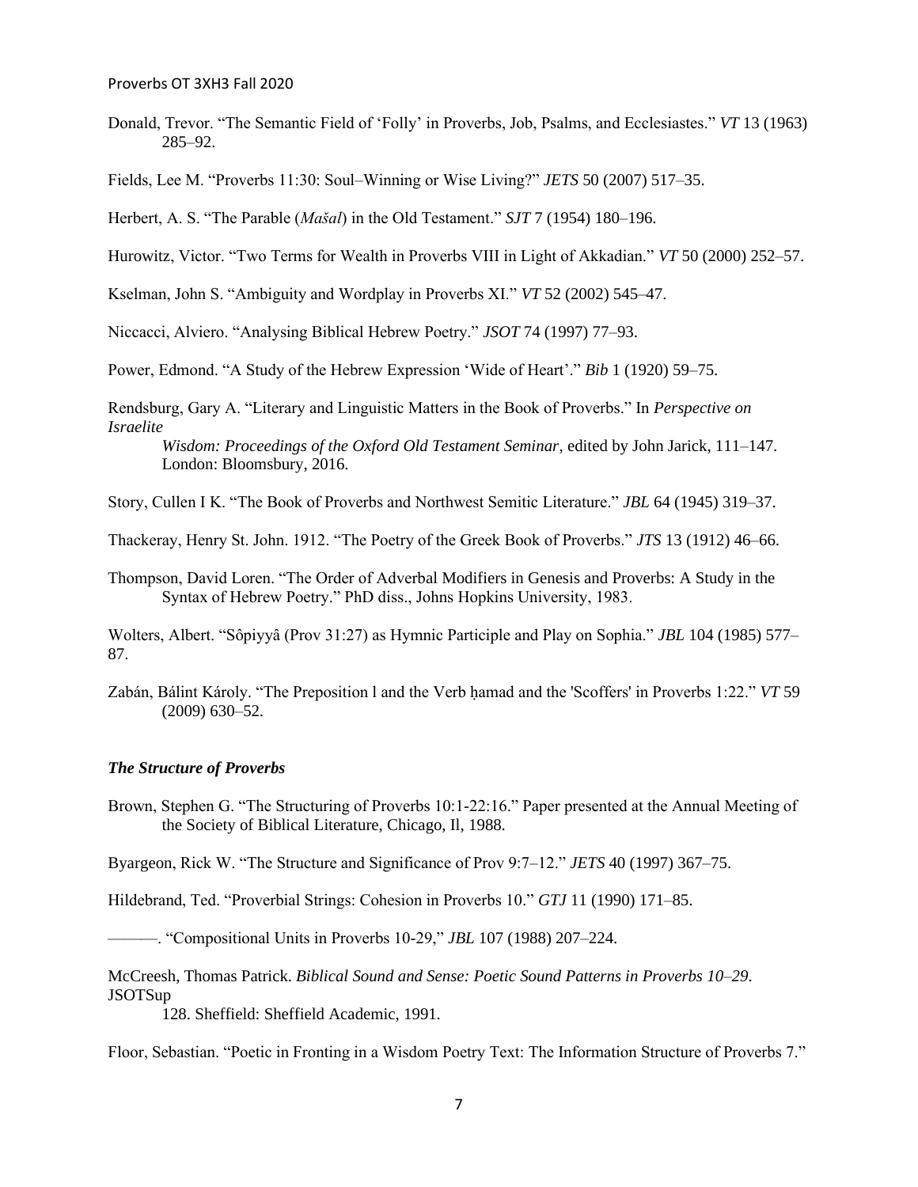Donald, Trevor. "The Semantic Field of 'Folly' in Proverbs, Job, Psalms, and Ecclesiastes." *VT* 13 (1963) 285–92.

Fields, Lee M. "Proverbs 11:30: Soul–Winning or Wise Living?" *JETS* 50 (2007) 517–35.

Herbert, A. S. "The Parable (*Mašal*) in the Old Testament." *SJT* 7 (1954) 180–196.

Hurowitz, Victor. "Two Terms for Wealth in Proverbs VIII in Light of Akkadian." *VT* 50 (2000) 252–57.

Kselman, John S. "Ambiguity and Wordplay in Proverbs XI." *VT* 52 (2002) 545–47.

Niccacci, Alviero. "Analysing Biblical Hebrew Poetry." *JSOT* 74 (1997) 77–93.

Power, Edmond. "A Study of the Hebrew Expression 'Wide of Heart'." *Bib* 1 (1920) 59–75.

Rendsburg, Gary A. "Literary and Linguistic Matters in the Book of Proverbs." In *Perspective on Israelite Wisdom: Proceedings of the Oxford Old Testament Seminar*, edited by John Jarick, 111–147. London: Bloomsbury, 2016.

Story, Cullen I K. "The Book of Proverbs and Northwest Semitic Literature." *JBL* 64 (1945) 319–37.

Thackeray, Henry St. John. 1912. "The Poetry of the Greek Book of Proverbs." *JTS* 13 (1912) 46–66.

Thompson, David Loren. "The Order of Adverbal Modifiers in Genesis and Proverbs: A Study in the Syntax of Hebrew Poetry." PhD diss., Johns Hopkins University, 1983.

Wolters, Albert. "Sôpiyyâ (Prov 31:27) as Hymnic Participle and Play on Sophia." *JBL* 104 (1985) 577–87.

Zabán, Bálint Károly. "The Preposition l and the Verb ḥamad and the 'Scoffers' in Proverbs 1:22." *VT* 59 (2009) 630–52.

### *The Structure of Proverbs*

Brown, Stephen G. "The Structuring of Proverbs 10:1-22:16." Paper presented at the Annual Meeting of the Society of Biblical Literature, Chicago, Il, 1988.

Byargeon, Rick W. "The Structure and Significance of Prov 9:7–12." *JETS* 40 (1997) 367–75.

Hildebrand, Ted. "Proverbial Strings: Cohesion in Proverbs 10." *GTJ* 11 (1990) 171–85.

———. "Compositional Units in Proverbs 10-29," *JBL* 107 (1988) 207–224.

McCreesh, Thomas Patrick. *Biblical Sound and Sense: Poetic Sound Patterns in Proverbs 10–29*. JSOTSup 128. Sheffield: Sheffield Academic, 1991.

Floor, Sebastian. "Poetic in Fronting in a Wisdom Poetry Text: The Information Structure of Proverbs 7."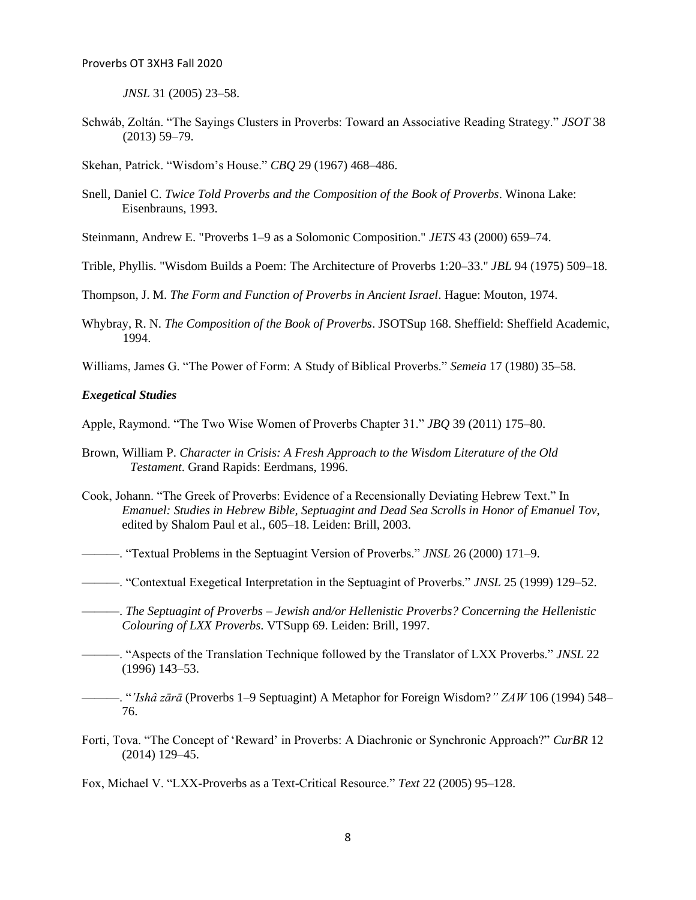*JNSL* 31 (2005) 23–58.

Schwáb, Zoltán. “The Sayings Clusters in Proverbs: Toward an Associative Reading Strategy.” *JSOT* 38 (2013) 59–79.

Skehan, Patrick. “Wisdom’s House.” *CBQ* 29 (1967) 468–486.

Snell, Daniel C. *Twice Told Proverbs and the Composition of the Book of Proverbs*. Winona Lake: Eisenbrauns, 1993.

Steinmann, Andrew E. "Proverbs 1–9 as a Solomonic Composition." *JETS* 43 (2000) 659–74.

Trible, Phyllis. "Wisdom Builds a Poem: The Architecture of Proverbs 1:20–33." *JBL* 94 (1975) 509–18.

Thompson, J. M. *The Form and Function of Proverbs in Ancient Israel*. Hague: Mouton, 1974.

Whybray, R. N. *The Composition of the Book of Proverbs*. JSOTSup 168. Sheffield: Sheffield Academic, 1994.

Williams, James G. “The Power of Form: A Study of Biblical Proverbs.” *Semeia* 17 (1980) 35–58.

***Exegetical Studies***

Apple, Raymond. “The Two Wise Women of Proverbs Chapter 31.” *JBQ* 39 (2011) 175–80.

Brown, William P. *Character in Crisis: A Fresh Approach to the Wisdom Literature of the Old Testament*. Grand Rapids: Eerdmans, 1996.

Cook, Johann. “The Greek of Proverbs: Evidence of a Recensionally Deviating Hebrew Text.” In *Emanuel: Studies in Hebrew Bible, Septuagint and Dead Sea Scrolls in Honor of Emanuel Tov*, edited by Shalom Paul et al., 605–18. Leiden: Brill, 2003.

———. “Textual Problems in the Septuagint Version of Proverbs.” *JNSL* 26 (2000) 171–9.

———. “Contextual Exegetical Interpretation in the Septuagint of Proverbs.” *JNSL* 25 (1999) 129–52.

———. *The Septuagint of Proverbs – Jewish and/or Hellenistic Proverbs? Concerning the Hellenistic Colouring of LXX Proverbs*. VTSupp 69. Leiden: Brill, 1997.

———. “Aspects of the Translation Technique followed by the Translator of LXX Proverbs.” *JNSL* 22 (1996) 143–53.

———. “*’Ishâ zārā* (Proverbs 1–9 Septuagint) A Metaphor for Foreign Wisdom?*” ZAW* 106 (1994) 548–76.

Forti, Tova. “The Concept of ‘Reward’ in Proverbs: A Diachronic or Synchronic Approach?” *CurBR* 12 (2014) 129–45.

Fox, Michael V. “LXX-Proverbs as a Text-Critical Resource.” *Text* 22 (2005) 95–128.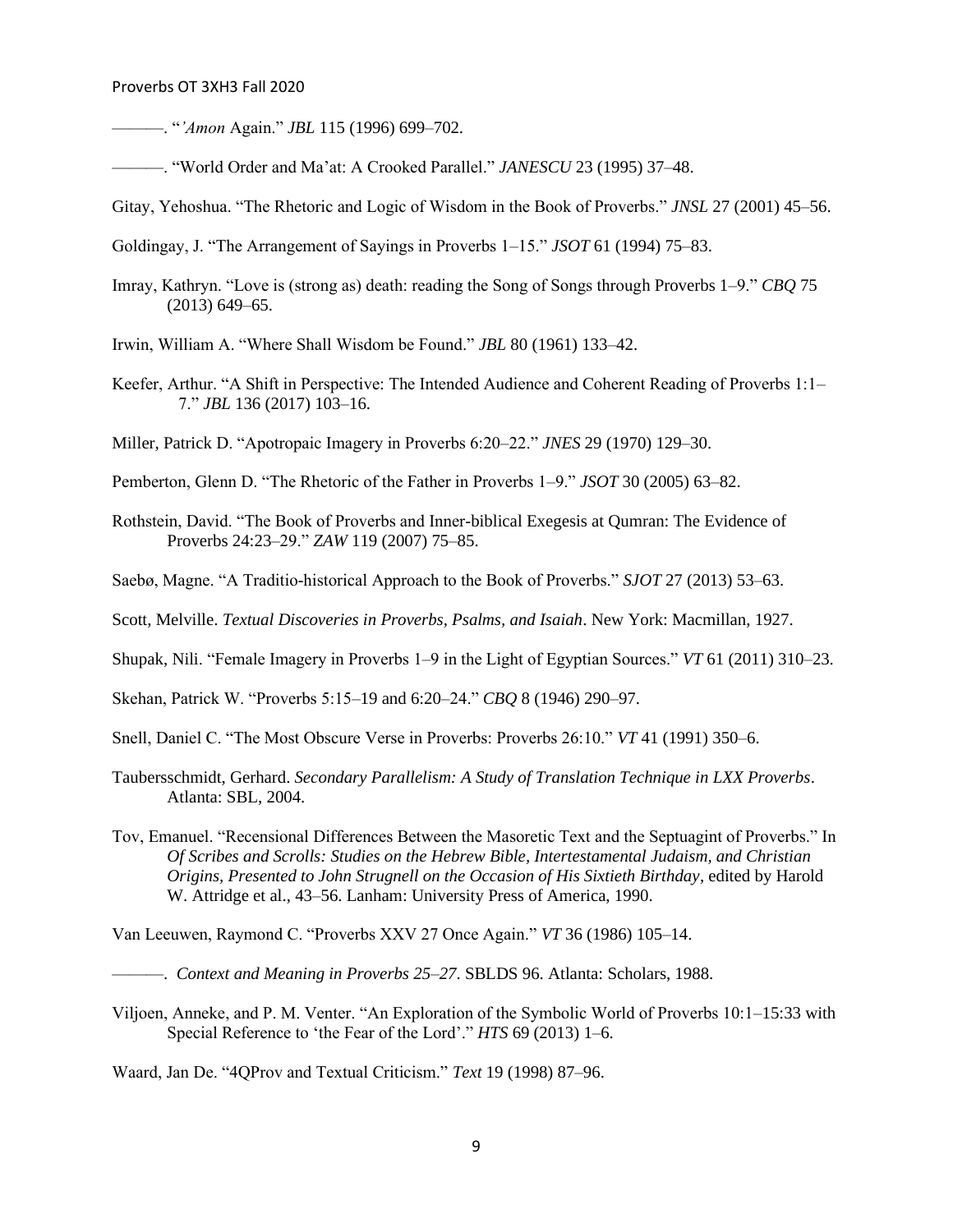———. "*'Amon* Again." *JBL* 115 (1996) 699–702.

———. "World Order and Ma'at: A Crooked Parallel." *JANESCU* 23 (1995) 37–48.

Gitay, Yehoshua. "The Rhetoric and Logic of Wisdom in the Book of Proverbs." *JNSL* 27 (2001) 45–56.

Goldingay, J. "The Arrangement of Sayings in Proverbs 1–15." *JSOT* 61 (1994) 75–83.

Imray, Kathryn. "Love is (strong as) death: reading the Song of Songs through Proverbs 1–9." *CBQ* 75 (2013) 649–65.

Irwin, William A. "Where Shall Wisdom be Found." *JBL* 80 (1961) 133–42.

Keefer, Arthur. "A Shift in Perspective: The Intended Audience and Coherent Reading of Proverbs 1:1–7." *JBL* 136 (2017) 103–16.

Miller, Patrick D. "Apotropaic Imagery in Proverbs 6:20–22." *JNES* 29 (1970) 129–30.

Pemberton, Glenn D. "The Rhetoric of the Father in Proverbs 1–9." *JSOT* 30 (2005) 63–82.

Rothstein, David. "The Book of Proverbs and Inner-biblical Exegesis at Qumran: The Evidence of Proverbs 24:23–29." *ZAW* 119 (2007) 75–85.

Saebø, Magne. "A Traditio-historical Approach to the Book of Proverbs." *SJOT* 27 (2013) 53–63.

Scott, Melville. *Textual Discoveries in Proverbs, Psalms, and Isaiah*. New York: Macmillan, 1927.

Shupak, Nili. "Female Imagery in Proverbs 1–9 in the Light of Egyptian Sources." *VT* 61 (2011) 310–23.

Skehan, Patrick W. "Proverbs 5:15–19 and 6:20–24." *CBQ* 8 (1946) 290–97.

Snell, Daniel C. "The Most Obscure Verse in Proverbs: Proverbs 26:10." *VT* 41 (1991) 350–6.

Taubersschmidt, Gerhard. *Secondary Parallelism: A Study of Translation Technique in LXX Proverbs*. Atlanta: SBL, 2004.

Tov, Emanuel. "Recensional Differences Between the Masoretic Text and the Septuagint of Proverbs." In *Of Scribes and Scrolls: Studies on the Hebrew Bible, Intertestamental Judaism, and Christian Origins, Presented to John Strugnell on the Occasion of His Sixtieth Birthday*, edited by Harold W. Attridge et al., 43–56. Lanham: University Press of America, 1990.

Van Leeuwen, Raymond C. "Proverbs XXV 27 Once Again." *VT* 36 (1986) 105–14.

———. *Context and Meaning in Proverbs 25–27*. SBLDS 96. Atlanta: Scholars, 1988.

Viljoen, Anneke, and P. M. Venter. "An Exploration of the Symbolic World of Proverbs 10:1–15:33 with Special Reference to 'the Fear of the Lord'." *HTS* 69 (2013) 1–6.

Waard, Jan De. "4QProv and Textual Criticism." *Text* 19 (1998) 87–96.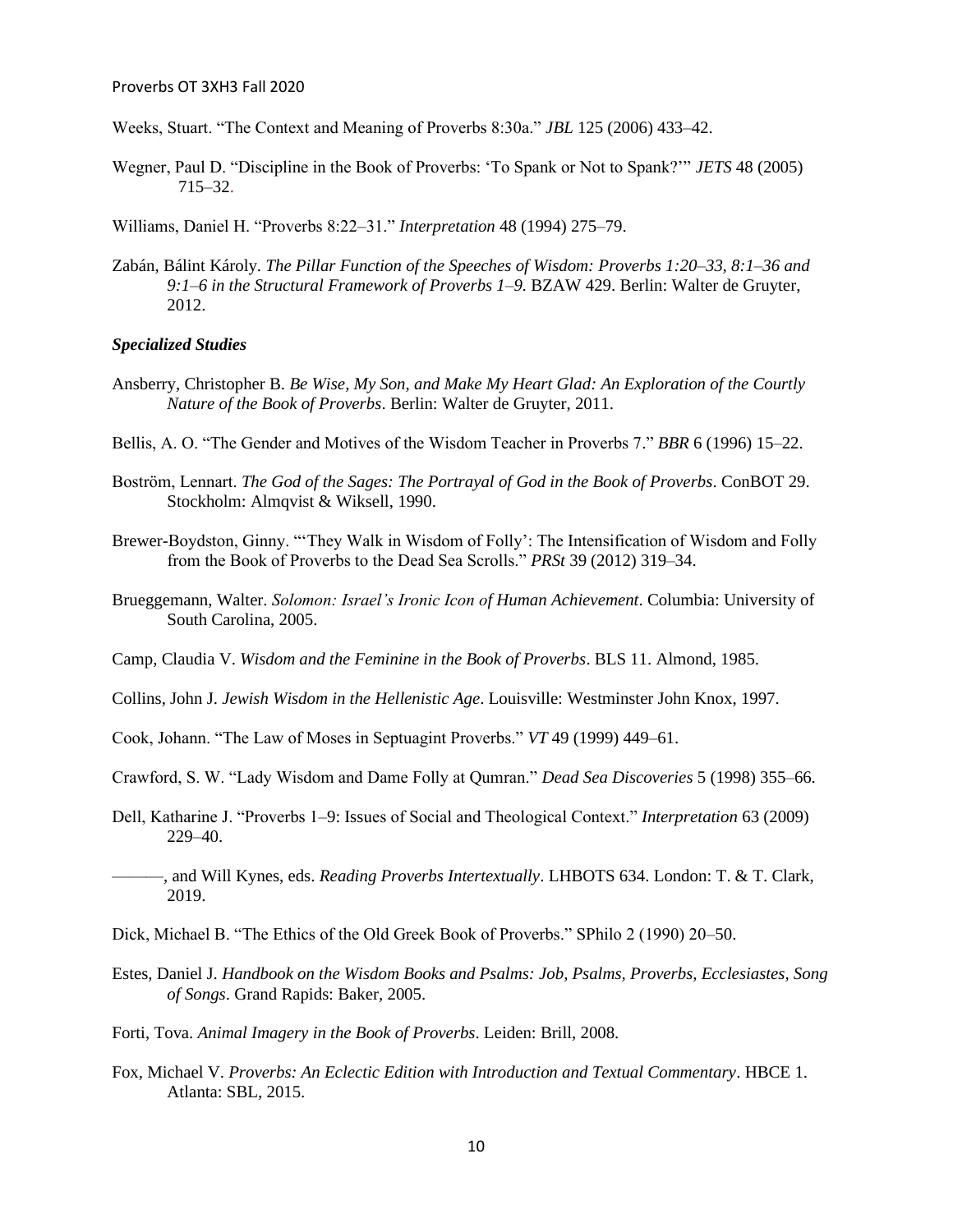Weeks, Stuart. "The Context and Meaning of Proverbs 8:30a." *JBL* 125 (2006) 433–42.

Wegner, Paul D. "Discipline in the Book of Proverbs: 'To Spank or Not to Spank?'" *JETS* 48 (2005) 715–32.

Williams, Daniel H. "Proverbs 8:22–31." *Interpretation* 48 (1994) 275–79.

Zabán, Bálint Károly. *The Pillar Function of the Speeches of Wisdom: Proverbs 1:20–33, 8:1–36 and 9:1–6 in the Structural Framework of Proverbs 1–9.* BZAW 429. Berlin: Walter de Gruyter, 2012.

### *Specialized Studies*

Ansberry, Christopher B. *Be Wise, My Son, and Make My Heart Glad: An Exploration of the Courtly Nature of the Book of Proverbs*. Berlin: Walter de Gruyter, 2011.

Bellis, A. O. "The Gender and Motives of the Wisdom Teacher in Proverbs 7." *BBR* 6 (1996) 15–22.

Boström, Lennart. *The God of the Sages: The Portrayal of God in the Book of Proverbs*. ConBOT 29. Stockholm: Almqvist & Wiksell, 1990.

Brewer-Boydston, Ginny. "'They Walk in Wisdom of Folly': The Intensification of Wisdom and Folly from the Book of Proverbs to the Dead Sea Scrolls." *PRSt* 39 (2012) 319–34.

Brueggemann, Walter. *Solomon: Israel's Ironic Icon of Human Achievement*. Columbia: University of South Carolina, 2005.

Camp, Claudia V. *Wisdom and the Feminine in the Book of Proverbs*. BLS 11. Almond, 1985.

Collins, John J. *Jewish Wisdom in the Hellenistic Age*. Louisville: Westminster John Knox, 1997.

Cook, Johann. "The Law of Moses in Septuagint Proverbs." *VT* 49 (1999) 449–61.

Crawford, S. W. "Lady Wisdom and Dame Folly at Qumran." *Dead Sea Discoveries* 5 (1998) 355–66.

Dell, Katharine J. "Proverbs 1–9: Issues of Social and Theological Context." *Interpretation* 63 (2009) 229–40.

———, and Will Kynes, eds. *Reading Proverbs Intertextually*. LHBOTS 634. London: T. & T. Clark, 2019.

Dick, Michael B. "The Ethics of the Old Greek Book of Proverbs." SPhilo 2 (1990) 20–50.

Estes, Daniel J. *Handbook on the Wisdom Books and Psalms: Job, Psalms, Proverbs, Ecclesiastes, Song of Songs*. Grand Rapids: Baker, 2005.

Forti, Tova. *Animal Imagery in the Book of Proverbs*. Leiden: Brill, 2008.

Fox, Michael V. *Proverbs: An Eclectic Edition with Introduction and Textual Commentary*. HBCE 1. Atlanta: SBL, 2015.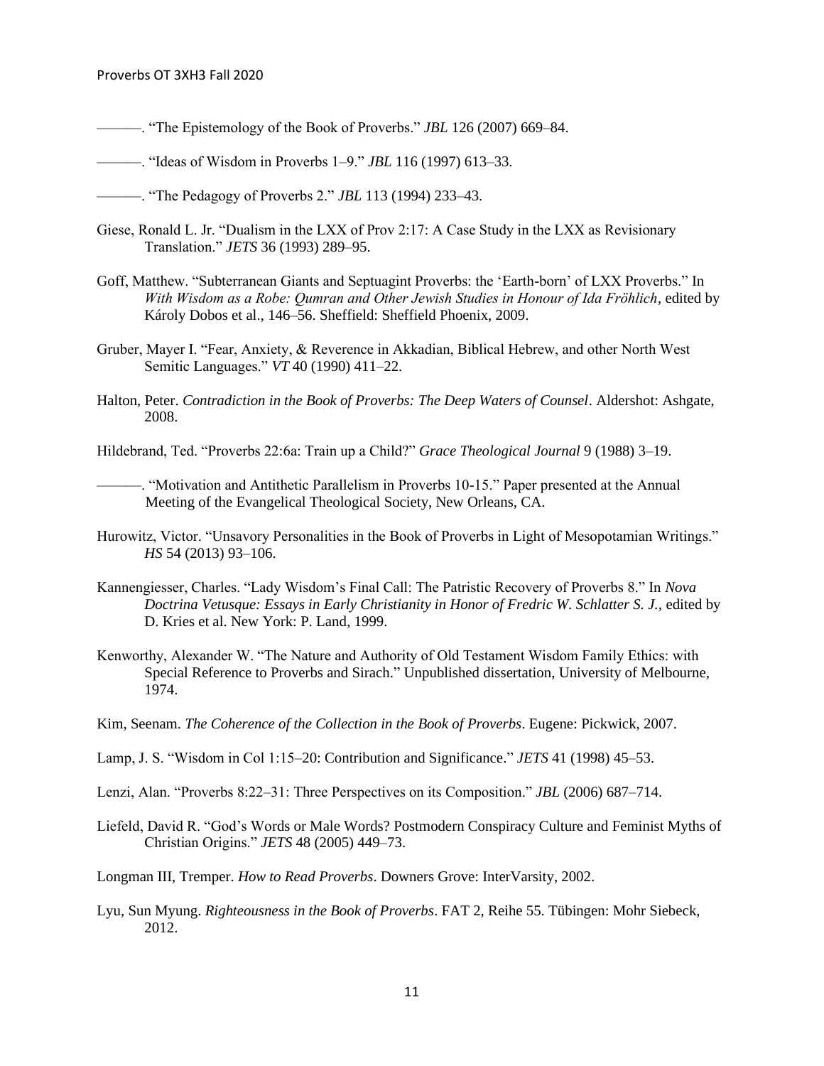———. "The Epistemology of the Book of Proverbs." *JBL* 126 (2007) 669–84.

———. "Ideas of Wisdom in Proverbs 1–9." *JBL* 116 (1997) 613–33.

———. "The Pedagogy of Proverbs 2." *JBL* 113 (1994) 233–43.

Giese, Ronald L. Jr. "Dualism in the LXX of Prov 2:17: A Case Study in the LXX as Revisionary Translation." *JETS* 36 (1993) 289–95.

Goff, Matthew. "Subterranean Giants and Septuagint Proverbs: the 'Earth-born' of LXX Proverbs." In *With Wisdom as a Robe: Qumran and Other Jewish Studies in Honour of Ida Fröhlich*, edited by Károly Dobos et al., 146–56. Sheffield: Sheffield Phoenix, 2009.

Gruber, Mayer I. "Fear, Anxiety, & Reverence in Akkadian, Biblical Hebrew, and other North West Semitic Languages." *VT* 40 (1990) 411–22.

Halton, Peter. *Contradiction in the Book of Proverbs: The Deep Waters of Counsel*. Aldershot: Ashgate, 2008.

Hildebrand, Ted. "Proverbs 22:6a: Train up a Child?" *Grace Theological Journal* 9 (1988) 3–19.

———. "Motivation and Antithetic Parallelism in Proverbs 10-15." Paper presented at the Annual Meeting of the Evangelical Theological Society, New Orleans, CA.

Hurowitz, Victor. "Unsavory Personalities in the Book of Proverbs in Light of Mesopotamian Writings." *HS* 54 (2013) 93–106.

Kannengiesser, Charles. "Lady Wisdom's Final Call: The Patristic Recovery of Proverbs 8." In *Nova Doctrina Vetusque: Essays in Early Christianity in Honor of Fredric W. Schlatter S. J.,* edited by D. Kries et al. New York: P. Land, 1999.

Kenworthy, Alexander W. "The Nature and Authority of Old Testament Wisdom Family Ethics: with Special Reference to Proverbs and Sirach." Unpublished dissertation, University of Melbourne, 1974.

Kim, Seenam. *The Coherence of the Collection in the Book of Proverbs*. Eugene: Pickwick, 2007.

Lamp, J. S. "Wisdom in Col 1:15–20: Contribution and Significance." *JETS* 41 (1998) 45–53.

Lenzi, Alan. "Proverbs 8:22–31: Three Perspectives on its Composition." *JBL* (2006) 687–714.

Liefeld, David R. "God's Words or Male Words? Postmodern Conspiracy Culture and Feminist Myths of Christian Origins." *JETS* 48 (2005) 449–73.

Longman III, Tremper. *How to Read Proverbs*. Downers Grove: InterVarsity, 2002.

Lyu, Sun Myung. *Righteousness in the Book of Proverbs*. FAT 2, Reihe 55. Tübingen: Mohr Siebeck, 2012.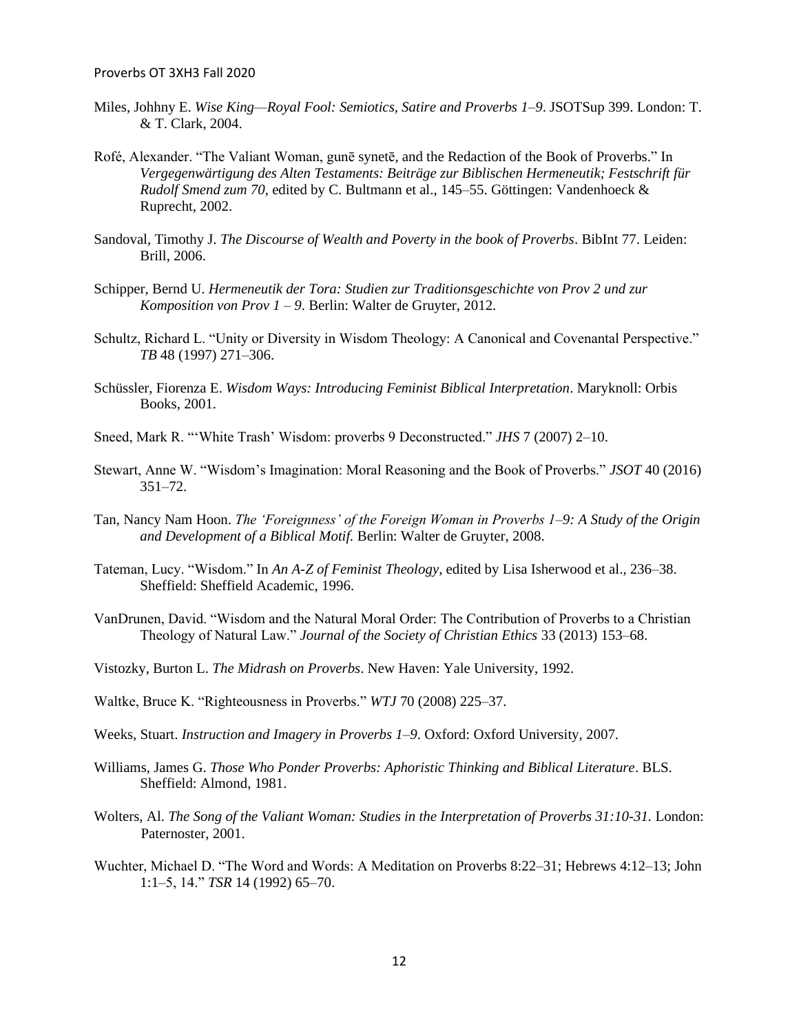Miles, Johhny E. *Wise King—Royal Fool: Semiotics, Satire and Proverbs 1–9*. JSOTSup 399. London: T. & T. Clark, 2004.

Rofé, Alexander. "The Valiant Woman, gunē synetē, and the Redaction of the Book of Proverbs." In *Vergegenwärtigung des Alten Testaments: Beiträge zur Biblischen Hermeneutik; Festschrift für Rudolf Smend zum 70*, edited by C. Bultmann et al., 145–55. Göttingen: Vandenhoeck & Ruprecht, 2002.

Sandoval, Timothy J. *The Discourse of Wealth and Poverty in the book of Proverbs*. BibInt 77. Leiden: Brill, 2006.

Schipper, Bernd U. *Hermeneutik der Tora: Studien zur Traditionsgeschichte von Prov 2 und zur Komposition von Prov 1 – 9*. Berlin: Walter de Gruyter, 2012.

Schultz, Richard L. "Unity or Diversity in Wisdom Theology: A Canonical and Covenantal Perspective." *TB* 48 (1997) 271–306.

Schüssler, Fiorenza E. *Wisdom Ways: Introducing Feminist Biblical Interpretation*. Maryknoll: Orbis Books, 2001.

Sneed, Mark R. "'White Trash' Wisdom: proverbs 9 Deconstructed." *JHS* 7 (2007) 2–10.

Stewart, Anne W. "Wisdom's Imagination: Moral Reasoning and the Book of Proverbs." *JSOT* 40 (2016) 351–72.

Tan, Nancy Nam Hoon. *The 'Foreignness' of the Foreign Woman in Proverbs 1–9: A Study of the Origin and Development of a Biblical Motif.* Berlin: Walter de Gruyter, 2008.

Tateman, Lucy. "Wisdom." In *An A-Z of Feminist Theology*, edited by Lisa Isherwood et al., 236–38. Sheffield: Sheffield Academic, 1996.

VanDrunen, David. "Wisdom and the Natural Moral Order: The Contribution of Proverbs to a Christian Theology of Natural Law." *Journal of the Society of Christian Ethics* 33 (2013) 153–68.

Vistozky, Burton L. *The Midrash on Proverbs*. New Haven: Yale University, 1992.

Waltke, Bruce K. "Righteousness in Proverbs." *WTJ* 70 (2008) 225–37.

Weeks, Stuart. *Instruction and Imagery in Proverbs 1–9*. Oxford: Oxford University, 2007.

Williams, James G. *Those Who Ponder Proverbs: Aphoristic Thinking and Biblical Literature*. BLS. Sheffield: Almond, 1981.

Wolters, Al. *The Song of the Valiant Woman: Studies in the Interpretation of Proverbs 31:10-31.* London: Paternoster, 2001.

Wuchter, Michael D. "The Word and Words: A Meditation on Proverbs 8:22–31; Hebrews 4:12–13; John 1:1–5, 14." *TSR* 14 (1992) 65–70.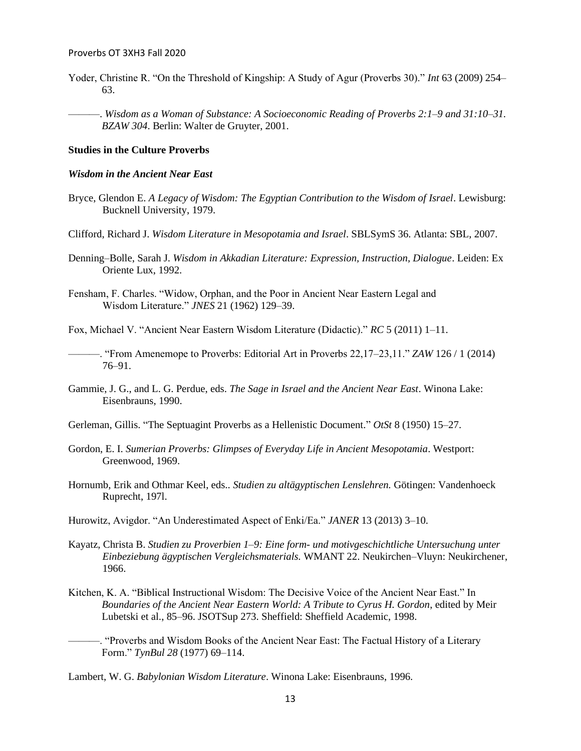Yoder, Christine R. "On the Threshold of Kingship: A Study of Agur (Proverbs 30)." *Int* 63 (2009) 254–63.

———. *Wisdom as a Woman of Substance: A Socioeconomic Reading of Proverbs 2:1–9 and 31:10–31. BZAW 304*. Berlin: Walter de Gruyter, 2001.

**Studies in the Culture Proverbs**

***Wisdom in the Ancient Near East***

Bryce, Glendon E. *A Legacy of Wisdom: The Egyptian Contribution to the Wisdom of Israel*. Lewisburg: Bucknell University, 1979.

Clifford, Richard J. *Wisdom Literature in Mesopotamia and Israel*. SBLSymS 36. Atlanta: SBL, 2007.

Denning–Bolle, Sarah J. *Wisdom in Akkadian Literature: Expression, Instruction, Dialogue*. Leiden: Ex Oriente Lux, 1992.

Fensham, F. Charles. "Widow, Orphan, and the Poor in Ancient Near Eastern Legal and Wisdom Literature." *JNES* 21 (1962) 129–39.

Fox, Michael V. "Ancient Near Eastern Wisdom Literature (Didactic)." *RC* 5 (2011) 1–11.

———. "From Amenemope to Proverbs: Editorial Art in Proverbs 22,17–23,11." *ZAW* 126 / 1 (2014) 76–91.

Gammie, J. G., and L. G. Perdue, eds. *The Sage in Israel and the Ancient Near East*. Winona Lake: Eisenbrauns, 1990.

Gerleman, Gillis. "The Septuagint Proverbs as a Hellenistic Document." *OtSt* 8 (1950) 15–27.

Gordon, E. I. *Sumerian Proverbs: Glimpses of Everyday Life in Ancient Mesopotamia*. Westport: Greenwood, 1969.

Hornumb, Erik and Othmar Keel, eds.. *Studien zu altägyptischen Lenslehren.* Götingen: Vandenhoeck Ruprecht, 197l.

Hurowitz, Avigdor. "An Underestimated Aspect of Enki/Ea." *JANER* 13 (2013) 3–10.

Kayatz, Christa B. *Studien zu Proverbien 1–9: Eine form- und motivgeschichtliche Untersuchung unter Einbeziehung ägyptischen Vergleichsmaterials.* WMANT 22. Neukirchen–Vluyn: Neukirchener, 1966.

Kitchen, K. A. "Biblical Instructional Wisdom: The Decisive Voice of the Ancient Near East." In *Boundaries of the Ancient Near Eastern World: A Tribute to Cyrus H. Gordon,* edited by Meir Lubetski et al., 85–96. JSOTSup 273. Sheffield: Sheffield Academic, 1998.

———. "Proverbs and Wisdom Books of the Ancient Near East: The Factual History of a Literary Form." *TynBul 28* (1977) 69–114.

Lambert, W. G. *Babylonian Wisdom Literature*. Winona Lake: Eisenbrauns, 1996.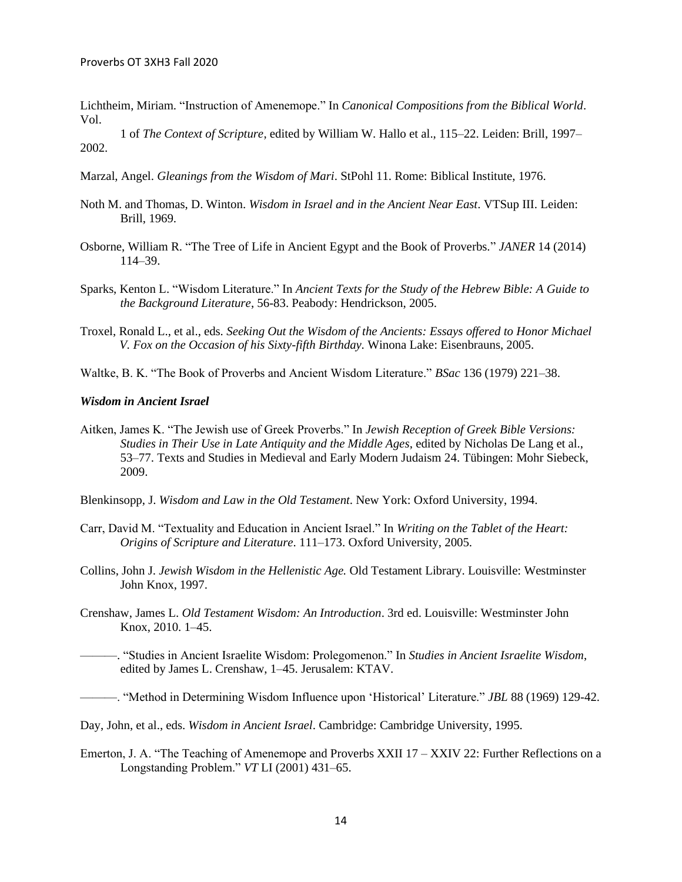Lichtheim, Miriam. "Instruction of Amenemope." In *Canonical Compositions from the Biblical World*. Vol. 1 of *The Context of Scripture*, edited by William W. Hallo et al., 115–22. Leiden: Brill, 1997–2002.

Marzal, Angel. *Gleanings from the Wisdom of Mari*. StPohl 11. Rome: Biblical Institute, 1976.

Noth M. and Thomas, D. Winton. *Wisdom in Israel and in the Ancient Near East*. VTSup III. Leiden: Brill, 1969.

Osborne, William R. "The Tree of Life in Ancient Egypt and the Book of Proverbs." *JANER* 14 (2014) 114–39.

Sparks, Kenton L. "Wisdom Literature." In *Ancient Texts for the Study of the Hebrew Bible: A Guide to the Background Literature*, 56-83. Peabody: Hendrickson, 2005.

Troxel, Ronald L., et al., eds. *Seeking Out the Wisdom of the Ancients: Essays offered to Honor Michael V. Fox on the Occasion of his Sixty-fifth Birthday*. Winona Lake: Eisenbrauns, 2005.

Waltke, B. K. "The Book of Proverbs and Ancient Wisdom Literature." *BSac* 136 (1979) 221–38.

***Wisdom in Ancient Israel***

Aitken, James K. "The Jewish use of Greek Proverbs." In *Jewish Reception of Greek Bible Versions: Studies in Their Use in Late Antiquity and the Middle Ages*, edited by Nicholas De Lang et al., 53–77. Texts and Studies in Medieval and Early Modern Judaism 24. Tübingen: Mohr Siebeck, 2009.

Blenkinsopp, J. *Wisdom and Law in the Old Testament*. New York: Oxford University, 1994.

Carr, David M. "Textuality and Education in Ancient Israel." In *Writing on the Tablet of the Heart: Origins of Scripture and Literature*. 111–173. Oxford University, 2005.

Collins, John J. *Jewish Wisdom in the Hellenistic Age.* Old Testament Library. Louisville: Westminster John Knox, 1997.

Crenshaw, James L. *Old Testament Wisdom: An Introduction*. 3rd ed. Louisville: Westminster John Knox, 2010. 1–45.

———. "Studies in Ancient Israelite Wisdom: Prolegomenon." In *Studies in Ancient Israelite Wisdom*, edited by James L. Crenshaw, 1–45. Jerusalem: KTAV.

———. "Method in Determining Wisdom Influence upon 'Historical' Literature." *JBL* 88 (1969) 129-42.

Day, John, et al., eds. *Wisdom in Ancient Israel*. Cambridge: Cambridge University, 1995.

Emerton, J. A. "The Teaching of Amenemope and Proverbs XXII 17 – XXIV 22: Further Reflections on a Longstanding Problem." *VT* LI (2001) 431–65.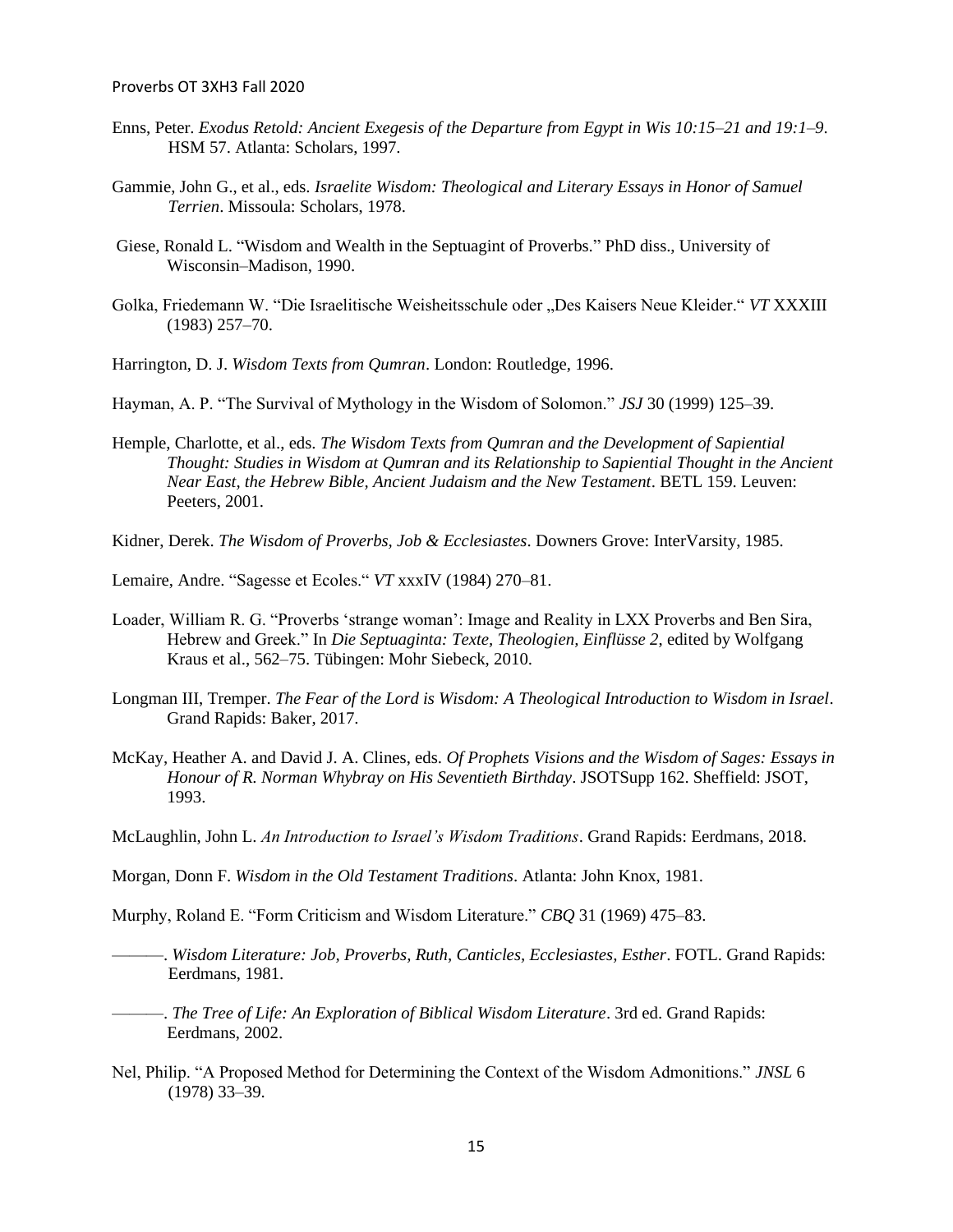Enns, Peter. *Exodus Retold: Ancient Exegesis of the Departure from Egypt in Wis 10:15–21 and 19:1–9*. HSM 57. Atlanta: Scholars, 1997.

Gammie, John G., et al., eds. *Israelite Wisdom: Theological and Literary Essays in Honor of Samuel Terrien*. Missoula: Scholars, 1978.

Giese, Ronald L. "Wisdom and Wealth in the Septuagint of Proverbs." PhD diss., University of Wisconsin–Madison, 1990.

Golka, Friedemann W. "Die Israelitische Weisheitsschule oder „Des Kaisers Neue Kleider." *VT* XXXIII (1983) 257–70.

Harrington, D. J. *Wisdom Texts from Qumran*. London: Routledge, 1996.

Hayman, A. P. "The Survival of Mythology in the Wisdom of Solomon." *JSJ* 30 (1999) 125–39.

Hemple, Charlotte, et al., eds. *The Wisdom Texts from Qumran and the Development of Sapiential Thought: Studies in Wisdom at Qumran and its Relationship to Sapiential Thought in the Ancient Near East, the Hebrew Bible, Ancient Judaism and the New Testament*. BETL 159. Leuven: Peeters, 2001.

Kidner, Derek. *The Wisdom of Proverbs, Job & Ecclesiastes*. Downers Grove: InterVarsity, 1985.

Lemaire, Andre. "Sagesse et Ecoles." *VT* xxxIV (1984) 270–81.

Loader, William R. G. "Proverbs 'strange woman': Image and Reality in LXX Proverbs and Ben Sira, Hebrew and Greek." In *Die Septuaginta: Texte, Theologien, Einflüsse 2*, edited by Wolfgang Kraus et al., 562–75. Tübingen: Mohr Siebeck, 2010.

Longman III, Tremper. *The Fear of the Lord is Wisdom: A Theological Introduction to Wisdom in Israel*. Grand Rapids: Baker, 2017.

McKay, Heather A. and David J. A. Clines, eds. *Of Prophets Visions and the Wisdom of Sages: Essays in Honour of R. Norman Whybray on His Seventieth Birthday*. JSOTSupp 162. Sheffield: JSOT, 1993.

McLaughlin, John L. *An Introduction to Israel's Wisdom Traditions*. Grand Rapids: Eerdmans, 2018.

Morgan, Donn F. *Wisdom in the Old Testament Traditions*. Atlanta: John Knox, 1981.

Murphy, Roland E. "Form Criticism and Wisdom Literature." *CBQ* 31 (1969) 475–83.

———. *Wisdom Literature: Job, Proverbs, Ruth, Canticles, Ecclesiastes, Esther*. FOTL. Grand Rapids: Eerdmans, 1981.

———. *The Tree of Life: An Exploration of Biblical Wisdom Literature*. 3rd ed. Grand Rapids: Eerdmans, 2002.

Nel, Philip. "A Proposed Method for Determining the Context of the Wisdom Admonitions." *JNSL* 6 (1978) 33–39.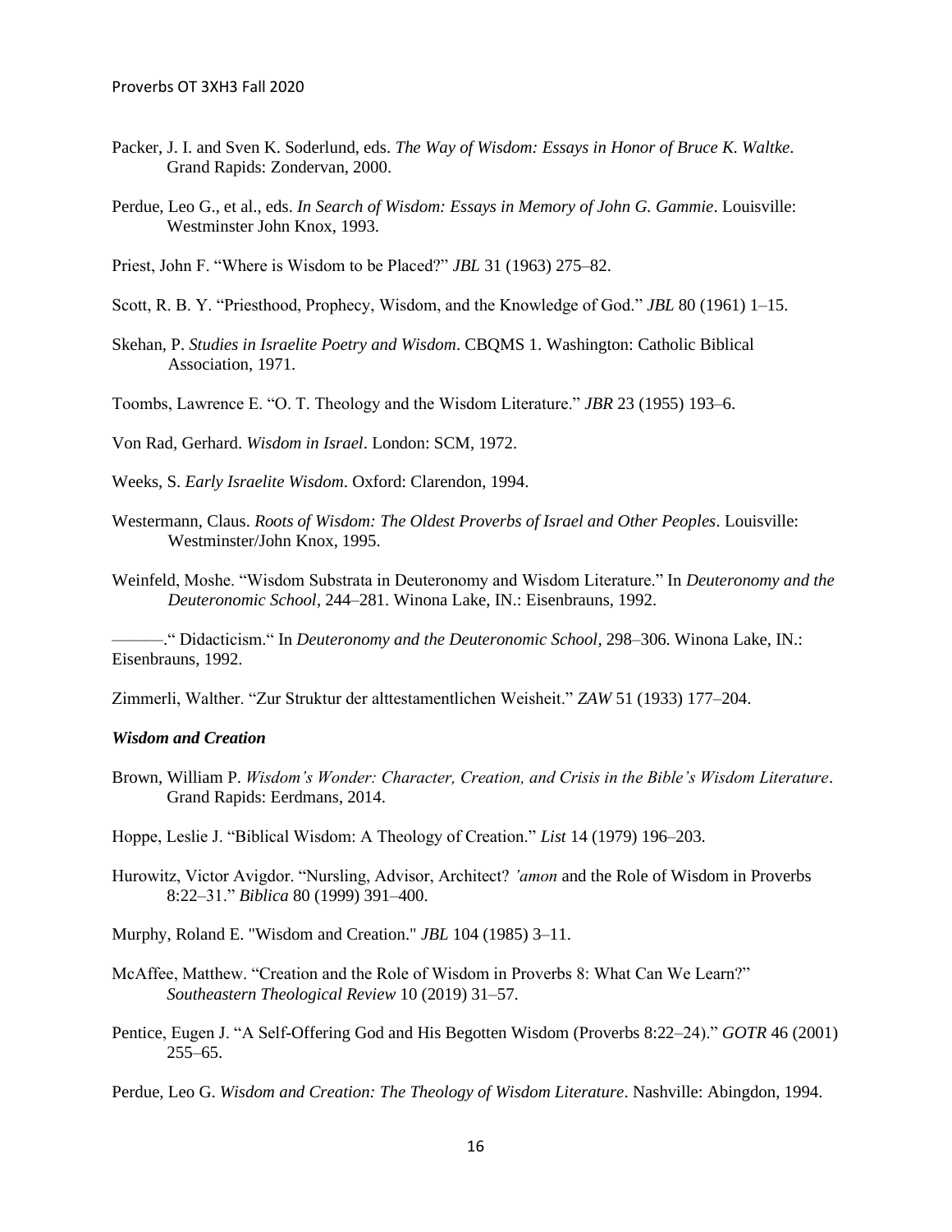Packer, J. I. and Sven K. Soderlund, eds. *The Way of Wisdom: Essays in Honor of Bruce K. Waltke*. Grand Rapids: Zondervan, 2000.

Perdue, Leo G., et al., eds. *In Search of Wisdom: Essays in Memory of John G. Gammie*. Louisville: Westminster John Knox, 1993.

Priest, John F. "Where is Wisdom to be Placed?" *JBL* 31 (1963) 275–82.

Scott, R. B. Y. "Priesthood, Prophecy, Wisdom, and the Knowledge of God." *JBL* 80 (1961) 1–15.

Skehan, P. *Studies in Israelite Poetry and Wisdom*. CBQMS 1. Washington: Catholic Biblical Association, 1971.

Toombs, Lawrence E. "O. T. Theology and the Wisdom Literature." *JBR* 23 (1955) 193–6.

Von Rad, Gerhard. *Wisdom in Israel*. London: SCM, 1972.

Weeks, S. *Early Israelite Wisdom*. Oxford: Clarendon, 1994.

Westermann, Claus. *Roots of Wisdom: The Oldest Proverbs of Israel and Other Peoples*. Louisville: Westminster/John Knox, 1995.

Weinfeld, Moshe. "Wisdom Substrata in Deuteronomy and Wisdom Literature." In *Deuteronomy and the Deuteronomic School*, 244–281. Winona Lake, IN.: Eisenbrauns, 1992.

———." Didacticism." In *Deuteronomy and the Deuteronomic School*, 298–306. Winona Lake, IN.: Eisenbrauns, 1992.

Zimmerli, Walther. "Zur Struktur der alttestamentlichen Weisheit." *ZAW* 51 (1933) 177–204.

### *Wisdom and Creation*

Brown, William P. *Wisdom's Wonder: Character, Creation, and Crisis in the Bible's Wisdom Literature*. Grand Rapids: Eerdmans, 2014.

Hoppe, Leslie J. "Biblical Wisdom: A Theology of Creation." *List* 14 (1979) 196–203.

Hurowitz, Victor Avigdor. "Nursling, Advisor, Architect? *'amon* and the Role of Wisdom in Proverbs 8:22–31." *Biblica* 80 (1999) 391–400.

Murphy, Roland E. "Wisdom and Creation." *JBL* 104 (1985) 3–11.

McAffee, Matthew. "Creation and the Role of Wisdom in Proverbs 8: What Can We Learn?" *Southeastern Theological Review* 10 (2019) 31–57.

Pentice, Eugen J. "A Self-Offering God and His Begotten Wisdom (Proverbs 8:22–24)." *GOTR* 46 (2001) 255–65.

Perdue, Leo G. *Wisdom and Creation: The Theology of Wisdom Literature*. Nashville: Abingdon, 1994.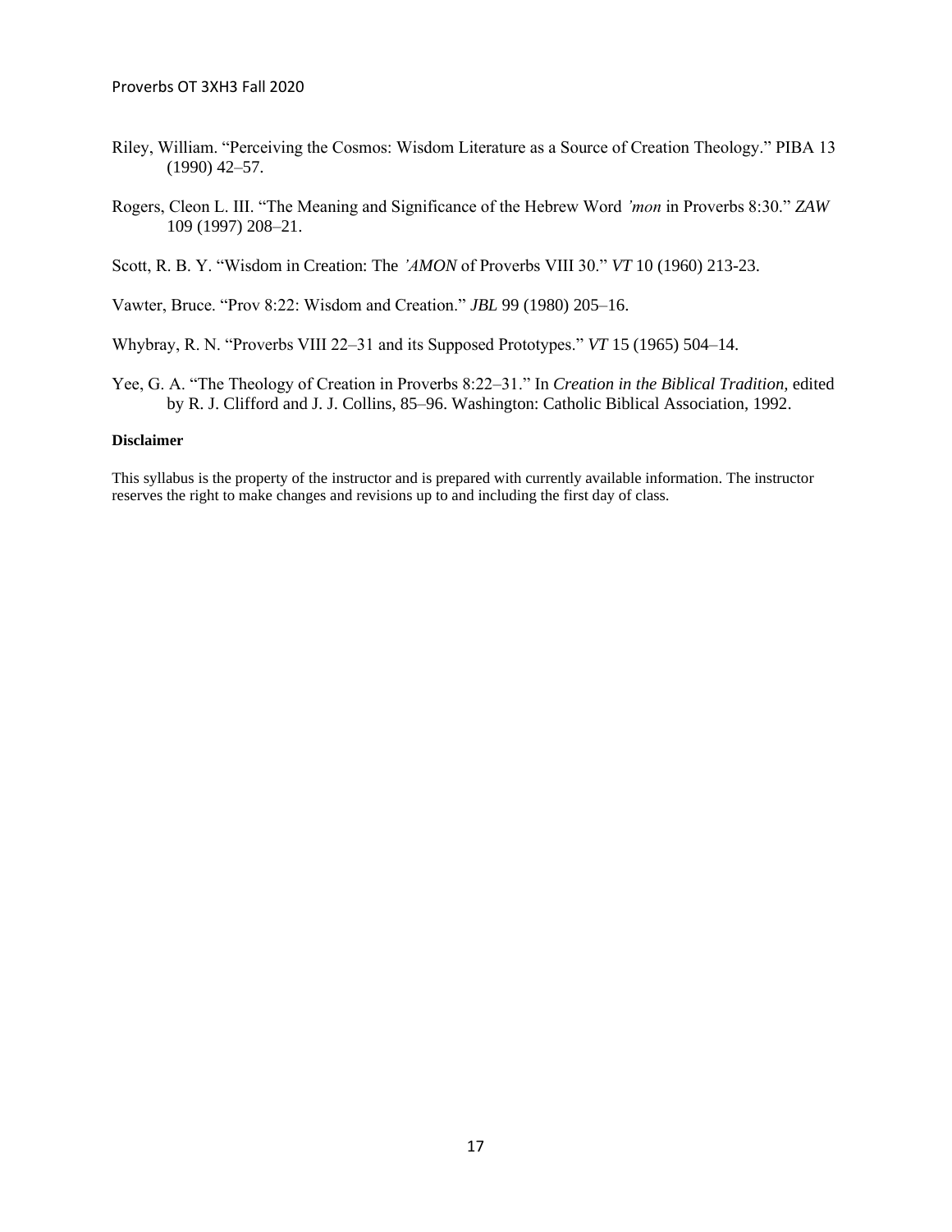Riley, William. "Perceiving the Cosmos: Wisdom Literature as a Source of Creation Theology." PIBA 13 (1990) 42–57.

Rogers, Cleon L. III. "The Meaning and Significance of the Hebrew Word *'mon* in Proverbs 8:30." *ZAW* 109 (1997) 208–21.

Scott, R. B. Y. "Wisdom in Creation: The *'AMON* of Proverbs VIII 30." *VT* 10 (1960) 213-23.

Vawter, Bruce. "Prov 8:22: Wisdom and Creation." *JBL* 99 (1980) 205–16.

Whybray, R. N. "Proverbs VIII 22–31 and its Supposed Prototypes." *VT* 15 (1965) 504–14.

Yee, G. A. "The Theology of Creation in Proverbs 8:22–31." In *Creation in the Biblical Tradition,* edited by R. J. Clifford and J. J. Collins, 85–96. Washington: Catholic Biblical Association, 1992.

**Disclaimer**

This syllabus is the property of the instructor and is prepared with currently available information. The instructor reserves the right to make changes and revisions up to and including the first day of class.